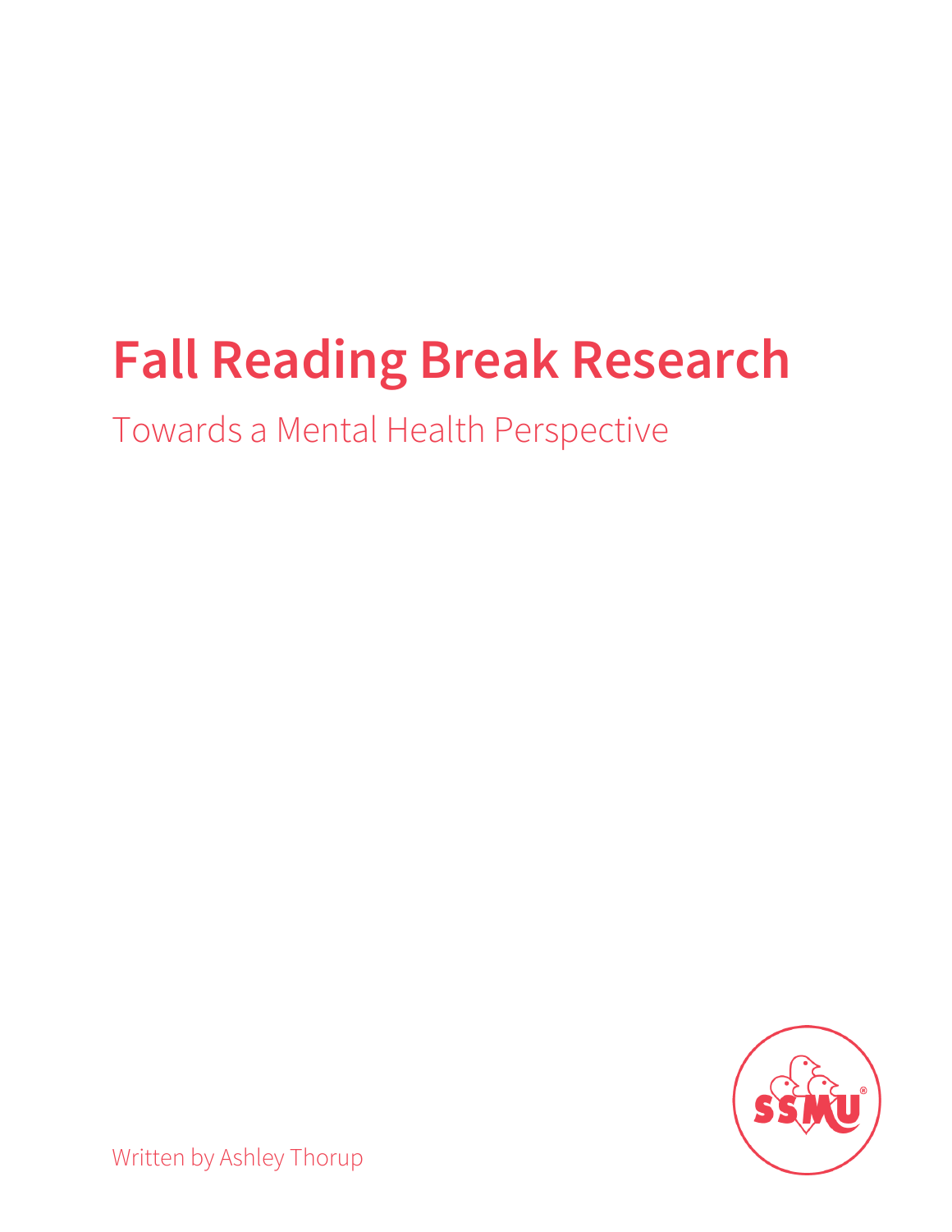# Fall Reading Break Research

Towards a Mental Health Perspective

Written by Ashley Thorup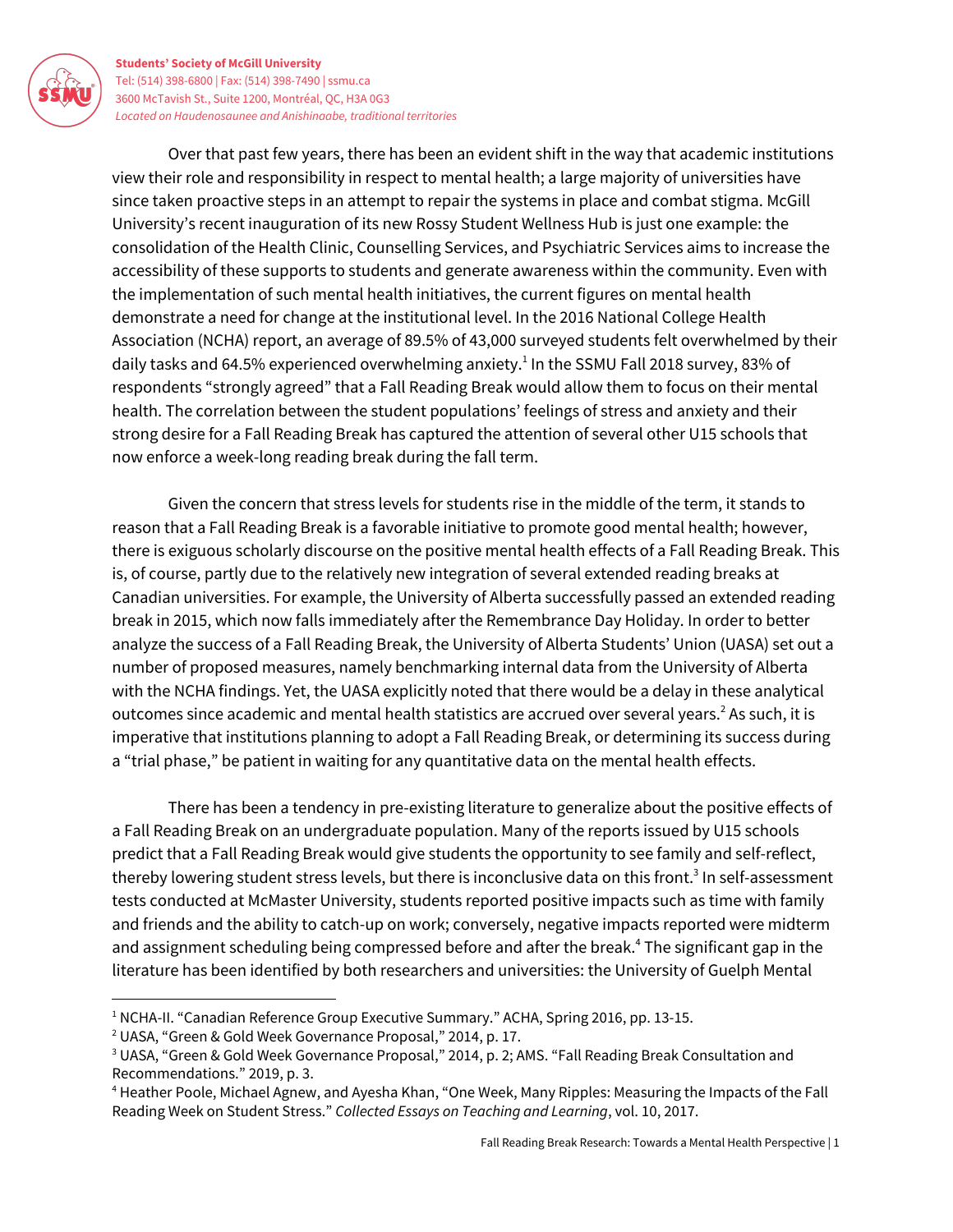Over that past few years, there has been an evident shift in the way that academic institutions view their role and responsibility in respect to mental health; a large majority of universities have since taken proactive steps in an attempt to repair the systems in place and combat stigma. McGill University's recent inauguration of its new Rossy Student Wellness Hub is just one example: the consolidation of the Health Clinic, Counselling Services, and Psychiatric Services aims to increase the accessibility of these supports to students and generate awareness within the community. Even with the implementation of such mental health initiatives, the current figures on mental health demonstrate a need for change at the institutional level. In the 2016 National College Health Association (NCHA) report, an average of 89.5% of 43,000 surveyed students felt overwhelmed by their daily tasks and 64.5% experienced overwhelming anxiety.[1] In the SSMU Fall 2018 survey, 83% of respondents "strongly agreed" that a Fall Reading Break would allow them to focus on their mental health. The correlation between the student populations' feelings of stress and anxiety and their strong desire for a Fall Reading Break has captured the attention of several other U15 schools that now enforce a week-long reading break during the fall term.

Given the concern that stress levels for students rise in the middle of the term, it stands to reason that a Fall Reading Break is a favorable initiative to promote good mental health; however, there is exiguous scholarly discourse on the positive mental health effects of a Fall Reading Break. This is, of course, partly due to the relatively new integration of several extended reading breaks at Canadian universities. For example, the University of Alberta successfully passed an extended reading break in 2015, which now falls immediately after the Remembrance Day Holiday. In order to better analyze the success of a Fall Reading Break, the University of Alberta Students' Union (UASA) set out a number of proposed measures, namely benchmarking internal data from the University of Alberta with the NCHA findings. Yet, the UASA explicitly noted that there would be a delay in these analytical outcomes since academic and mental health statistics are accrued over several years.[2] As such, it is imperative that institutions planning to adopt a Fall Reading Break, or determining its success during a "trial phase," be patient in waiting for any quantitative data on the mental health effects.

There has been a tendency in pre-existing literature to generalize about the positive effects of a Fall Reading Break on an undergraduate population. Many of the reports issued by U15 schools predict that a Fall Reading Break would give students the opportunity to see family and self-reflect, thereby lowering student stress levels, but there is inconclusive data on this front.[3] In self-assessment tests conducted at McMaster University, students reported positive impacts such as time with family and friends and the ability to catch-up on work; conversely, negative impacts reported were midterm and assignment scheduling being compressed before and after the break.[4] The significant gap in the literature has been identified by both researchers and universities: the University of Guelph Mental

---

[1] NCHA-II. "Canadian Reference Group Executive Summary." ACHA, Spring 2016, pp. 13-15.

[2] UASA, "Green & Gold Week Governance Proposal," 2014, p. 17.

[3] UASA, "Green & Gold Week Governance Proposal," 2014, p. 2; AMS. "Fall Reading Break Consultation and Recommendations." 2019, p. 3.

[4] Heather Poole, Michael Agnew, and Ayesha Khan, "One Week, Many Ripples: Measuring the Impacts of the Fall Reading Week on Student Stress." *Collected Essays on Teaching and Learning*, vol. 10, 2017.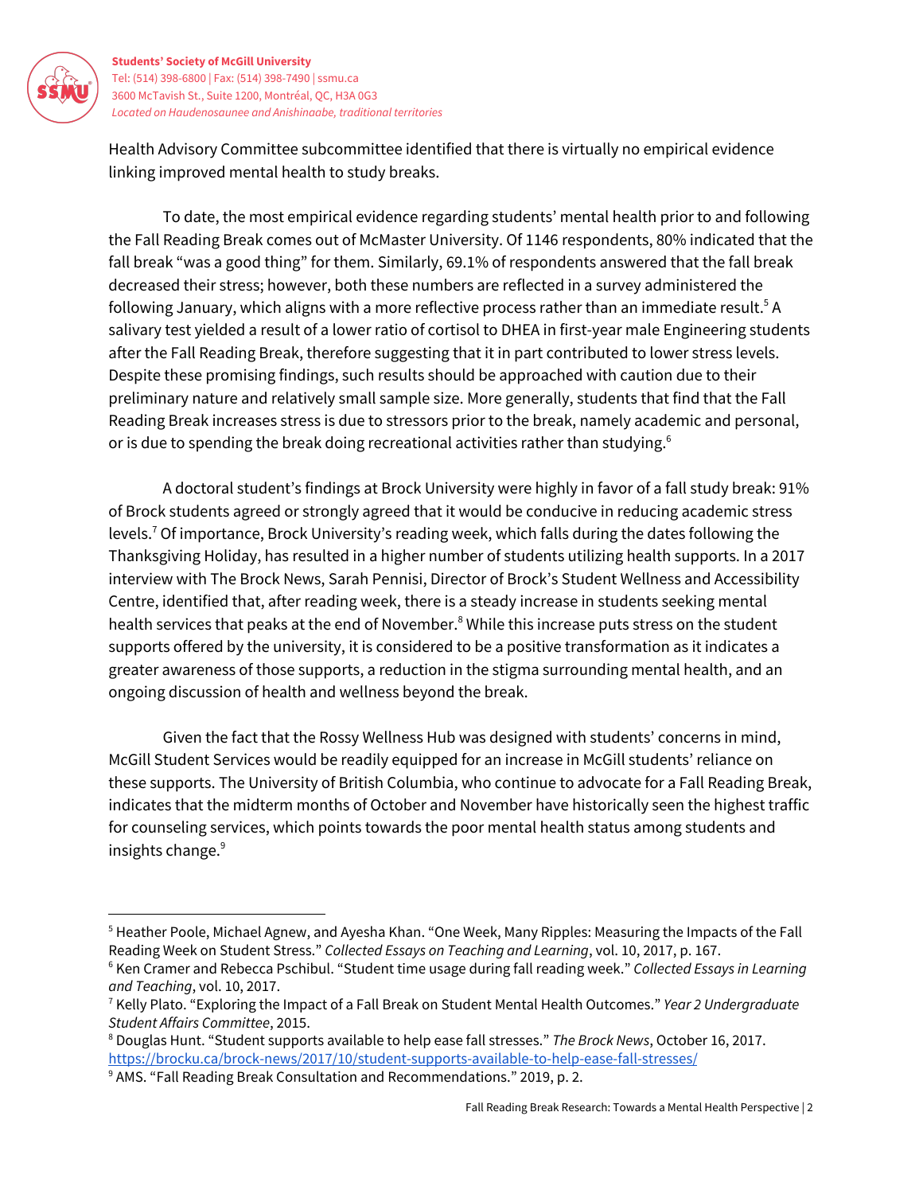Health Advisory Committee subcommittee identified that there is virtually no empirical evidence linking improved mental health to study breaks.

To date, the most empirical evidence regarding students' mental health prior to and following the Fall Reading Break comes out of McMaster University. Of 1146 respondents, 80% indicated that the fall break "was a good thing" for them. Similarly, 69.1% of respondents answered that the fall break decreased their stress; however, both these numbers are reflected in a survey administered the following January, which aligns with a more reflective process rather than an immediate result.[5] A salivary test yielded a result of a lower ratio of cortisol to DHEA in first-year male Engineering students after the Fall Reading Break, therefore suggesting that it in part contributed to lower stress levels. Despite these promising findings, such results should be approached with caution due to their preliminary nature and relatively small sample size. More generally, students that find that the Fall Reading Break increases stress is due to stressors prior to the break, namely academic and personal, or is due to spending the break doing recreational activities rather than studying.[6]

A doctoral student's findings at Brock University were highly in favor of a fall study break: 91% of Brock students agreed or strongly agreed that it would be conducive in reducing academic stress levels.[7] Of importance, Brock University's reading week, which falls during the dates following the Thanksgiving Holiday, has resulted in a higher number of students utilizing health supports. In a 2017 interview with The Brock News, Sarah Pennisi, Director of Brock's Student Wellness and Accessibility Centre, identified that, after reading week, there is a steady increase in students seeking mental health services that peaks at the end of November.[8] While this increase puts stress on the student supports offered by the university, it is considered to be a positive transformation as it indicates a greater awareness of those supports, a reduction in the stigma surrounding mental health, and an ongoing discussion of health and wellness beyond the break.

Given the fact that the Rossy Wellness Hub was designed with students' concerns in mind, McGill Student Services would be readily equipped for an increase in McGill students' reliance on these supports. The University of British Columbia, who continue to advocate for a Fall Reading Break, indicates that the midterm months of October and November have historically seen the highest traffic for counseling services, which points towards the poor mental health status among students and insights change.[9]

---

[5] Heather Poole, Michael Agnew, and Ayesha Khan. "One Week, Many Ripples: Measuring the Impacts of the Fall Reading Week on Student Stress." *Collected Essays on Teaching and Learning*, vol. 10, 2017, p. 167.

[6] Ken Cramer and Rebecca Pschibul. "Student time usage during fall reading week." *Collected Essays in Learning and Teaching*, vol. 10, 2017.

[7] Kelly Plato. "Exploring the Impact of a Fall Break on Student Mental Health Outcomes." *Year 2 Undergraduate Student Affairs Committee*, 2015.

[8] Douglas Hunt. "Student supports available to help ease fall stresses." *The Brock News*, October 16, 2017. https://brocku.ca/brock-news/2017/10/student-supports-available-to-help-ease-fall-stresses/

[9] AMS. "Fall Reading Break Consultation and Recommendations." 2019, p. 2.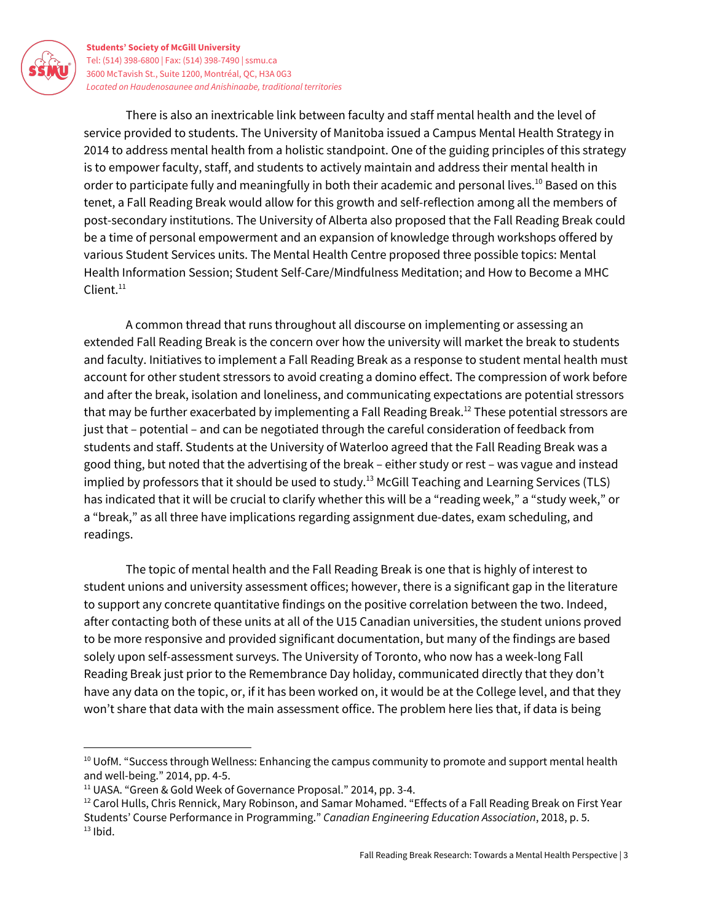There is also an inextricable link between faculty and staff mental health and the level of service provided to students. The University of Manitoba issued a Campus Mental Health Strategy in 2014 to address mental health from a holistic standpoint. One of the guiding principles of this strategy is to empower faculty, staff, and students to actively maintain and address their mental health in order to participate fully and meaningfully in both their academic and personal lives.[10] Based on this tenet, a Fall Reading Break would allow for this growth and self-reflection among all the members of post-secondary institutions. The University of Alberta also proposed that the Fall Reading Break could be a time of personal empowerment and an expansion of knowledge through workshops offered by various Student Services units. The Mental Health Centre proposed three possible topics: Mental Health Information Session; Student Self-Care/Mindfulness Meditation; and How to Become a MHC Client.[11]

A common thread that runs throughout all discourse on implementing or assessing an extended Fall Reading Break is the concern over how the university will market the break to students and faculty. Initiatives to implement a Fall Reading Break as a response to student mental health must account for other student stressors to avoid creating a domino effect. The compression of work before and after the break, isolation and loneliness, and communicating expectations are potential stressors that may be further exacerbated by implementing a Fall Reading Break.[12] These potential stressors are just that – potential – and can be negotiated through the careful consideration of feedback from students and staff. Students at the University of Waterloo agreed that the Fall Reading Break was a good thing, but noted that the advertising of the break – either study or rest – was vague and instead implied by professors that it should be used to study.[13] McGill Teaching and Learning Services (TLS) has indicated that it will be crucial to clarify whether this will be a "reading week," a "study week," or a "break," as all three have implications regarding assignment due-dates, exam scheduling, and readings.

The topic of mental health and the Fall Reading Break is one that is highly of interest to student unions and university assessment offices; however, there is a significant gap in the literature to support any concrete quantitative findings on the positive correlation between the two. Indeed, after contacting both of these units at all of the U15 Canadian universities, the student unions proved to be more responsive and provided significant documentation, but many of the findings are based solely upon self-assessment surveys. The University of Toronto, who now has a week-long Fall Reading Break just prior to the Remembrance Day holiday, communicated directly that they don't have any data on the topic, or, if it has been worked on, it would be at the College level, and that they won't share that data with the main assessment office. The problem here lies that, if data is being

---

[10] UofM. "Success through Wellness: Enhancing the campus community to promote and support mental health and well-being." 2014, pp. 4-5.

[11] UASA. "Green & Gold Week of Governance Proposal." 2014, pp. 3-4.

[12] Carol Hulls, Chris Rennick, Mary Robinson, and Samar Mohamed. "Effects of a Fall Reading Break on First Year Students' Course Performance in Programming." *Canadian Engineering Education Association*, 2018, p. 5.

[13] Ibid.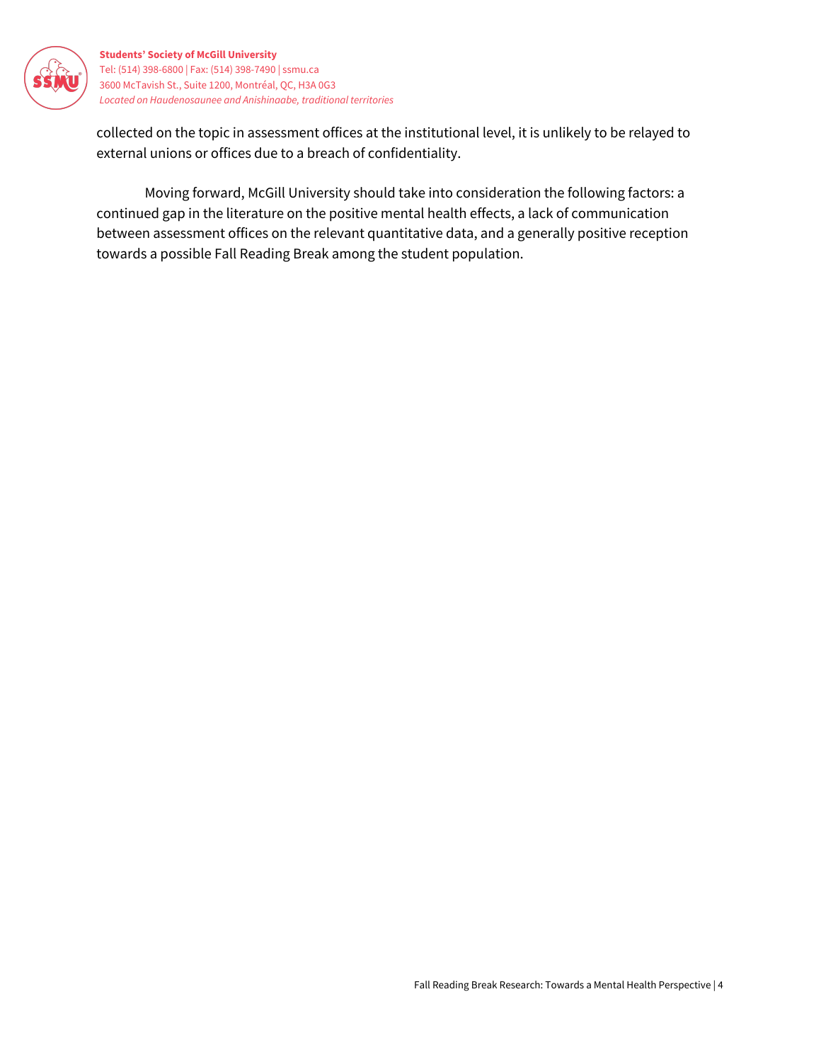collected on the topic in assessment offices at the institutional level, it is unlikely to be relayed to external unions or offices due to a breach of confidentiality.

Moving forward, McGill University should take into consideration the following factors: a continued gap in the literature on the positive mental health effects, a lack of communication between assessment offices on the relevant quantitative data, and a generally positive reception towards a possible Fall Reading Break among the student population.